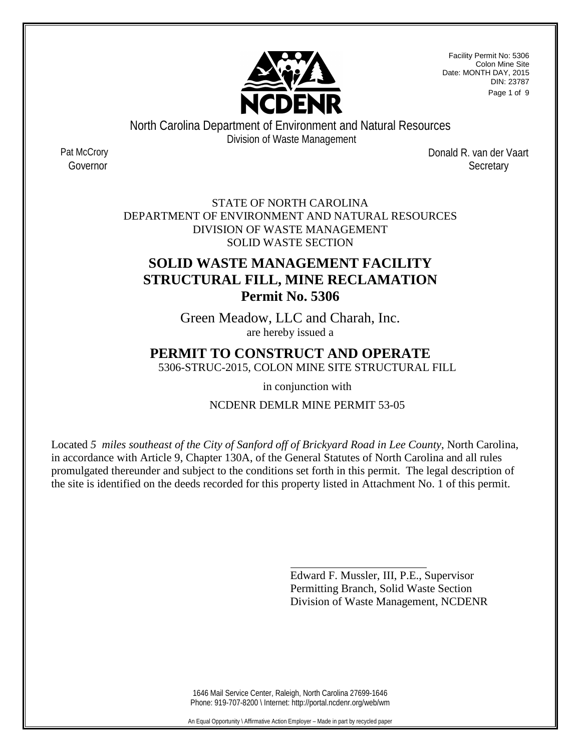Facility Permit No: 5306
Colon Mine Site
Date: MONTH DAY, 2015
DIN: 23787

North Carolina Department of Environment and Natural Resources
Division of Waste Management

Pat McCrory
Governor

Donald R. van der Vaart
Secretary

STATE OF NORTH CAROLINA
DEPARTMENT OF ENVIRONMENT AND NATURAL RESOURCES
DIVISION OF WASTE MANAGEMENT
SOLID WASTE SECTION

# SOLID WASTE MANAGEMENT FACILITY STRUCTURAL FILL, MINE RECLAMATION Permit No. 5306

Green Meadow, LLC and Charah, Inc.
are hereby issued a

## PERMIT TO CONSTRUCT AND OPERATE

5306-STRUC-2015, COLON MINE SITE STRUCTURAL FILL

in conjunction with

NCDENR DEMLR MINE PERMIT 53-05

Located *5 miles southeast of the City of Sanford off of Brickyard Road in Lee County*, North Carolina, in accordance with Article 9, Chapter 130A, of the General Statutes of North Carolina and all rules promulgated thereunder and subject to the conditions set forth in this permit. The legal description of the site is identified on the deeds recorded for this property listed in Attachment No. 1 of this permit.

Edward F. Mussler, III, P.E., Supervisor
Permitting Branch, Solid Waste Section
Division of Waste Management, NCDENR

1646 Mail Service Center, Raleigh, North Carolina 27699-1646
Phone: 919-707-8200 \ Internet: http://portal.ncdenr.org/web/wm

An Equal Opportunity \ Affirmative Action Employer – Made in part by recycled paper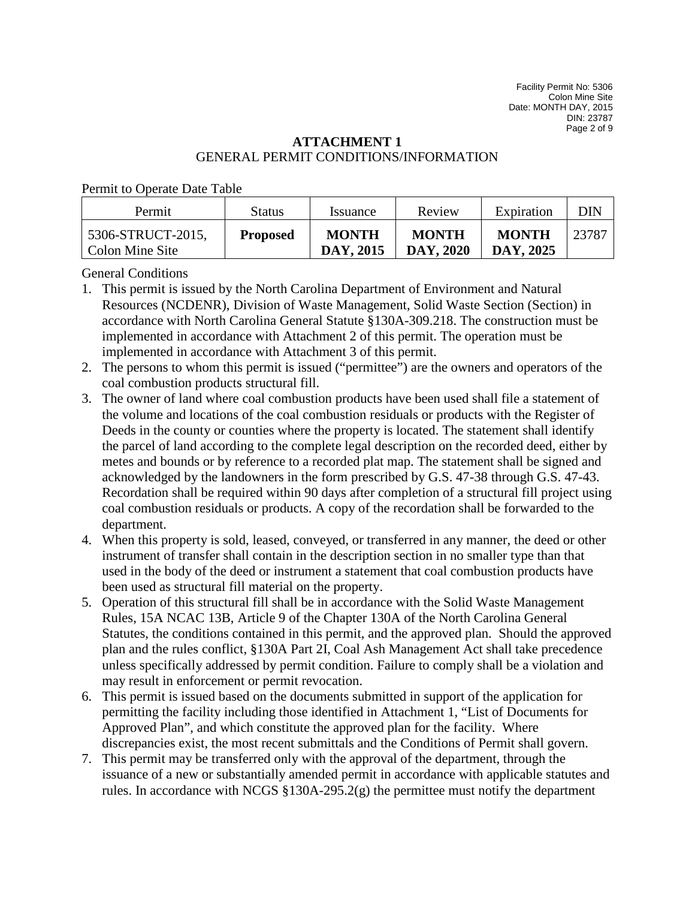## ATTACHMENT 1

GENERAL PERMIT CONDITIONS/INFORMATION

Permit to Operate Date Table

| Permit | Status | Issuance | Review | Expiration | DIN |
|---|---|---|---|---|---|
| 5306-STRUCT-2015, Colon Mine Site | **Proposed** | **MONTH DAY, 2015** | **MONTH DAY, 2020** | **MONTH DAY, 2025** | 23787 |

General Conditions

1. This permit is issued by the North Carolina Department of Environment and Natural Resources (NCDENR), Division of Waste Management, Solid Waste Section (Section) in accordance with North Carolina General Statute §130A-309.218. The construction must be implemented in accordance with Attachment 2 of this permit. The operation must be implemented in accordance with Attachment 3 of this permit.
2. The persons to whom this permit is issued ("permittee") are the owners and operators of the coal combustion products structural fill.
3. The owner of land where coal combustion products have been used shall file a statement of the volume and locations of the coal combustion residuals or products with the Register of Deeds in the county or counties where the property is located. The statement shall identify the parcel of land according to the complete legal description on the recorded deed, either by metes and bounds or by reference to a recorded plat map. The statement shall be signed and acknowledged by the landowners in the form prescribed by G.S. 47-38 through G.S. 47-43. Recordation shall be required within 90 days after completion of a structural fill project using coal combustion residuals or products. A copy of the recordation shall be forwarded to the department.
4. When this property is sold, leased, conveyed, or transferred in any manner, the deed or other instrument of transfer shall contain in the description section in no smaller type than that used in the body of the deed or instrument a statement that coal combustion products have been used as structural fill material on the property.
5. Operation of this structural fill shall be in accordance with the Solid Waste Management Rules, 15A NCAC 13B, Article 9 of the Chapter 130A of the North Carolina General Statutes, the conditions contained in this permit, and the approved plan. Should the approved plan and the rules conflict, §130A Part 2I, Coal Ash Management Act shall take precedence unless specifically addressed by permit condition. Failure to comply shall be a violation and may result in enforcement or permit revocation.
6. This permit is issued based on the documents submitted in support of the application for permitting the facility including those identified in Attachment 1, "List of Documents for Approved Plan", and which constitute the approved plan for the facility. Where discrepancies exist, the most recent submittals and the Conditions of Permit shall govern.
7. This permit may be transferred only with the approval of the department, through the issuance of a new or substantially amended permit in accordance with applicable statutes and rules. In accordance with NCGS §130A-295.2(g) the permittee must notify the department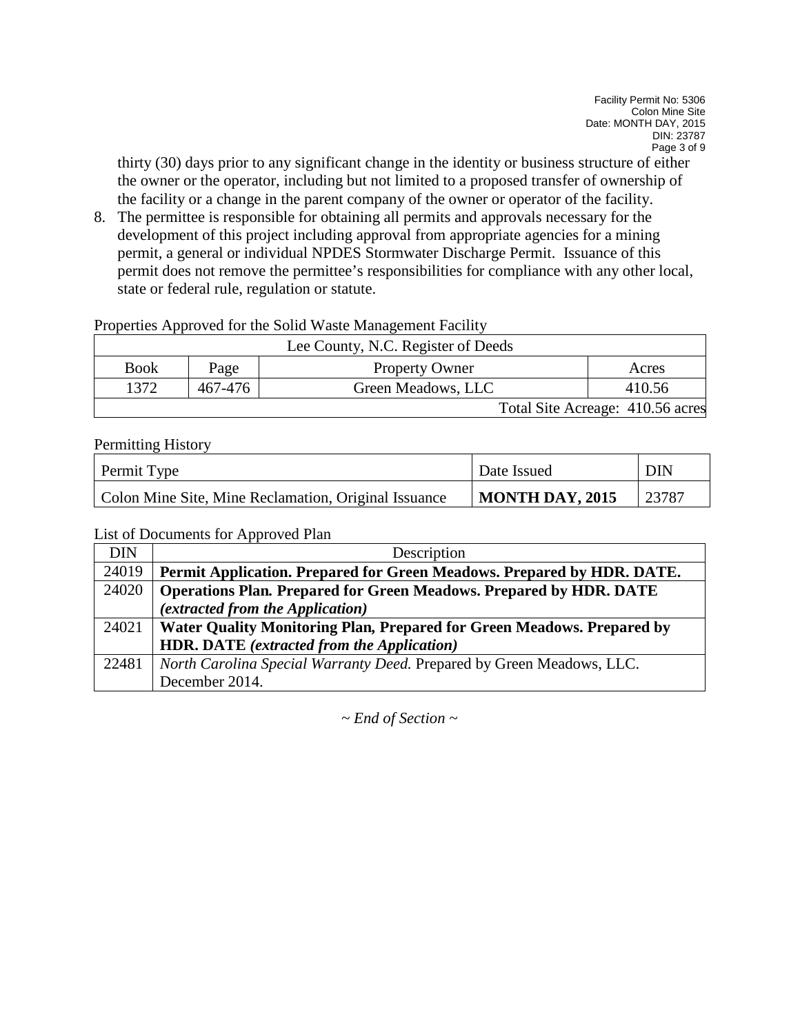thirty (30) days prior to any significant change in the identity or business structure of either the owner or the operator, including but not limited to a proposed transfer of ownership of the facility or a change in the parent company of the owner or operator of the facility.

8. The permittee is responsible for obtaining all permits and approvals necessary for the development of this project including approval from appropriate agencies for a mining permit, a general or individual NPDES Stormwater Discharge Permit. Issuance of this permit does not remove the permittee's responsibilities for compliance with any other local, state or federal rule, regulation or statute.

Properties Approved for the Solid Waste Management Facility

| Lee County, N.C. Register of Deeds | | | |
|---|---|---|---|
| Book | Page | Property Owner | Acres |
| 1372 | 467-476 | Green Meadows, LLC | 410.56 |
| | | | Total Site Acreage: 410.56 acres |

Permitting History

| Permit Type | Date Issued | DIN |
|---|---|---|
| Colon Mine Site, Mine Reclamation, Original Issuance | **MONTH DAY, 2015** | 23787 |

List of Documents for Approved Plan

| DIN | Description |
|---|---|
| 24019 | **Permit Application. Prepared for Green Meadows. Prepared by HDR. DATE.** |
| 24020 | **Operations Plan. Prepared for Green Meadows. Prepared by HDR. DATE *(extracted from the Application)*** |
| 24021 | **Water Quality Monitoring Plan, Prepared for Green Meadows. Prepared by HDR. DATE *(extracted from the Application)*** |
| 22481 | *North Carolina Special Warranty Deed.* Prepared by Green Meadows, LLC. December 2014. |

*~ End of Section ~*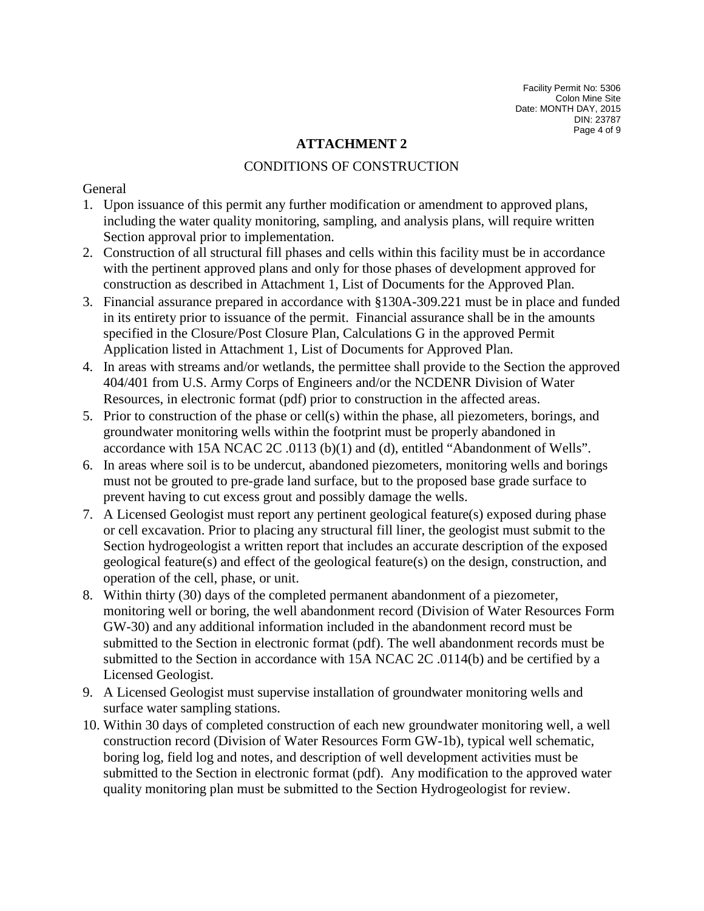## ATTACHMENT 2

CONDITIONS OF CONSTRUCTION

General

1. Upon issuance of this permit any further modification or amendment to approved plans, including the water quality monitoring, sampling, and analysis plans, will require written Section approval prior to implementation.
2. Construction of all structural fill phases and cells within this facility must be in accordance with the pertinent approved plans and only for those phases of development approved for construction as described in Attachment 1, List of Documents for the Approved Plan.
3. Financial assurance prepared in accordance with §130A-309.221 must be in place and funded in its entirety prior to issuance of the permit. Financial assurance shall be in the amounts specified in the Closure/Post Closure Plan, Calculations G in the approved Permit Application listed in Attachment 1, List of Documents for Approved Plan.
4. In areas with streams and/or wetlands, the permittee shall provide to the Section the approved 404/401 from U.S. Army Corps of Engineers and/or the NCDENR Division of Water Resources, in electronic format (pdf) prior to construction in the affected areas.
5. Prior to construction of the phase or cell(s) within the phase, all piezometers, borings, and groundwater monitoring wells within the footprint must be properly abandoned in accordance with 15A NCAC 2C .0113 (b)(1) and (d), entitled "Abandonment of Wells".
6. In areas where soil is to be undercut, abandoned piezometers, monitoring wells and borings must not be grouted to pre-grade land surface, but to the proposed base grade surface to prevent having to cut excess grout and possibly damage the wells.
7. A Licensed Geologist must report any pertinent geological feature(s) exposed during phase or cell excavation. Prior to placing any structural fill liner, the geologist must submit to the Section hydrogeologist a written report that includes an accurate description of the exposed geological feature(s) and effect of the geological feature(s) on the design, construction, and operation of the cell, phase, or unit.
8. Within thirty (30) days of the completed permanent abandonment of a piezometer, monitoring well or boring, the well abandonment record (Division of Water Resources Form GW-30) and any additional information included in the abandonment record must be submitted to the Section in electronic format (pdf). The well abandonment records must be submitted to the Section in accordance with 15A NCAC 2C .0114(b) and be certified by a Licensed Geologist.
9. A Licensed Geologist must supervise installation of groundwater monitoring wells and surface water sampling stations.
10. Within 30 days of completed construction of each new groundwater monitoring well, a well construction record (Division of Water Resources Form GW-1b), typical well schematic, boring log, field log and notes, and description of well development activities must be submitted to the Section in electronic format (pdf). Any modification to the approved water quality monitoring plan must be submitted to the Section Hydrogeologist for review.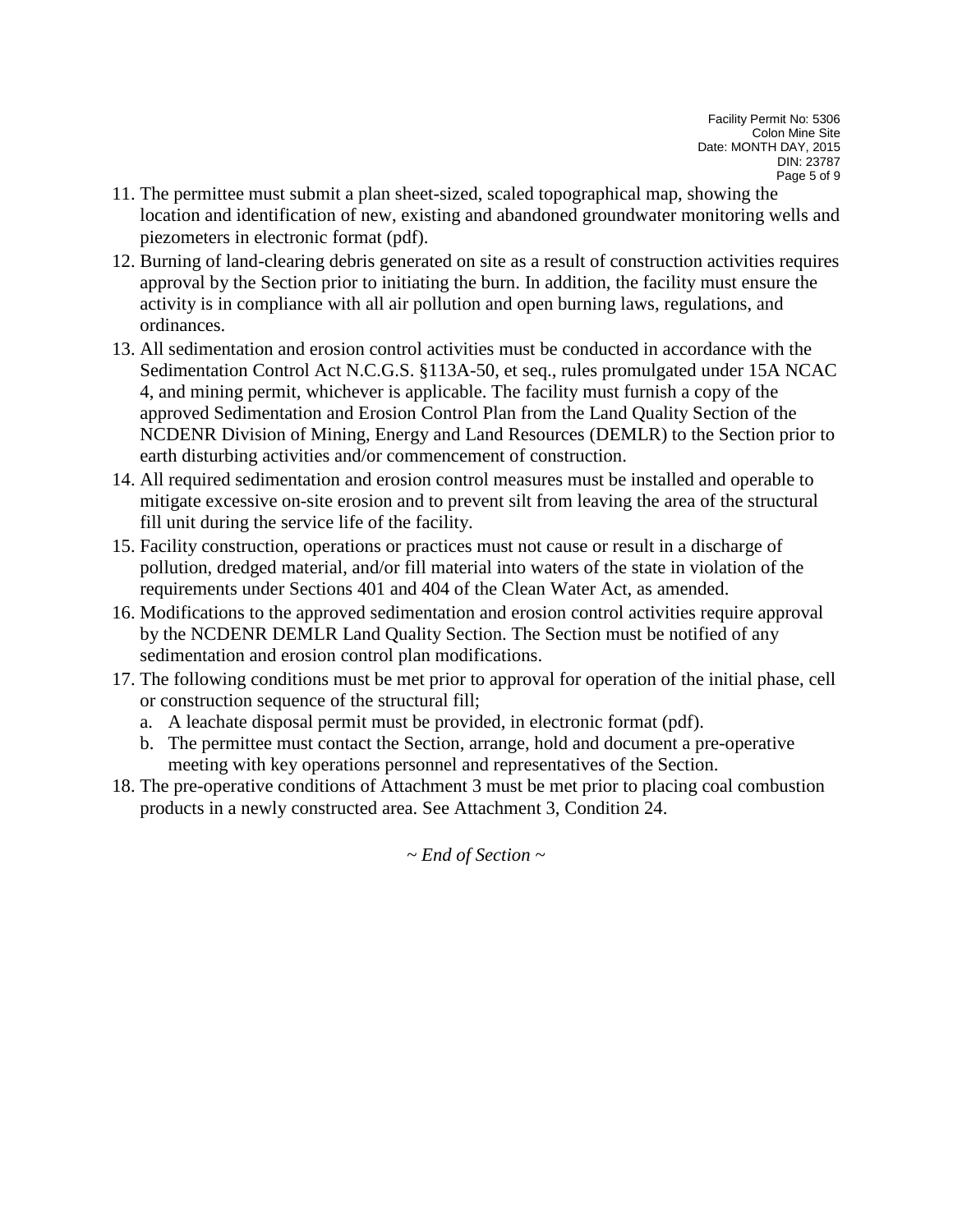11. The permittee must submit a plan sheet-sized, scaled topographical map, showing the location and identification of new, existing and abandoned groundwater monitoring wells and piezometers in electronic format (pdf).
12. Burning of land-clearing debris generated on site as a result of construction activities requires approval by the Section prior to initiating the burn. In addition, the facility must ensure the activity is in compliance with all air pollution and open burning laws, regulations, and ordinances.
13. All sedimentation and erosion control activities must be conducted in accordance with the Sedimentation Control Act N.C.G.S. §113A-50, et seq., rules promulgated under 15A NCAC 4, and mining permit, whichever is applicable. The facility must furnish a copy of the approved Sedimentation and Erosion Control Plan from the Land Quality Section of the NCDENR Division of Mining, Energy and Land Resources (DEMLR) to the Section prior to earth disturbing activities and/or commencement of construction.
14. All required sedimentation and erosion control measures must be installed and operable to mitigate excessive on-site erosion and to prevent silt from leaving the area of the structural fill unit during the service life of the facility.
15. Facility construction, operations or practices must not cause or result in a discharge of pollution, dredged material, and/or fill material into waters of the state in violation of the requirements under Sections 401 and 404 of the Clean Water Act, as amended.
16. Modifications to the approved sedimentation and erosion control activities require approval by the NCDENR DEMLR Land Quality Section. The Section must be notified of any sedimentation and erosion control plan modifications.
17. The following conditions must be met prior to approval for operation of the initial phase, cell or construction sequence of the structural fill;
    a. A leachate disposal permit must be provided, in electronic format (pdf).
    b. The permittee must contact the Section, arrange, hold and document a pre-operative meeting with key operations personnel and representatives of the Section.
18. The pre-operative conditions of Attachment 3 must be met prior to placing coal combustion products in a newly constructed area. See Attachment 3, Condition 24.

*~ End of Section ~*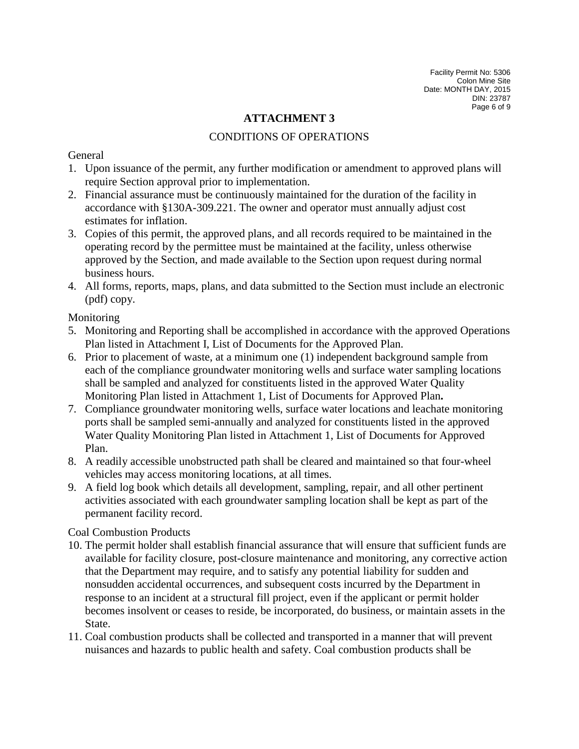# ATTACHMENT 3

## CONDITIONS OF OPERATIONS

General

1. Upon issuance of the permit, any further modification or amendment to approved plans will require Section approval prior to implementation.
2. Financial assurance must be continuously maintained for the duration of the facility in accordance with §130A-309.221. The owner and operator must annually adjust cost estimates for inflation.
3. Copies of this permit, the approved plans, and all records required to be maintained in the operating record by the permittee must be maintained at the facility, unless otherwise approved by the Section, and made available to the Section upon request during normal business hours.
4. All forms, reports, maps, plans, and data submitted to the Section must include an electronic (pdf) copy.

Monitoring

5. Monitoring and Reporting shall be accomplished in accordance with the approved Operations Plan listed in Attachment I, List of Documents for the Approved Plan.
6. Prior to placement of waste, at a minimum one (1) independent background sample from each of the compliance groundwater monitoring wells and surface water sampling locations shall be sampled and analyzed for constituents listed in the approved Water Quality Monitoring Plan listed in Attachment 1, List of Documents for Approved Plan**.**
7. Compliance groundwater monitoring wells, surface water locations and leachate monitoring ports shall be sampled semi-annually and analyzed for constituents listed in the approved Water Quality Monitoring Plan listed in Attachment 1, List of Documents for Approved Plan.
8. A readily accessible unobstructed path shall be cleared and maintained so that four-wheel vehicles may access monitoring locations, at all times.
9. A field log book which details all development, sampling, repair, and all other pertinent activities associated with each groundwater sampling location shall be kept as part of the permanent facility record.

Coal Combustion Products

10. The permit holder shall establish financial assurance that will ensure that sufficient funds are available for facility closure, post-closure maintenance and monitoring, any corrective action that the Department may require, and to satisfy any potential liability for sudden and nonsudden accidental occurrences, and subsequent costs incurred by the Department in response to an incident at a structural fill project, even if the applicant or permit holder becomes insolvent or ceases to reside, be incorporated, do business, or maintain assets in the State.
11. Coal combustion products shall be collected and transported in a manner that will prevent nuisances and hazards to public health and safety. Coal combustion products shall be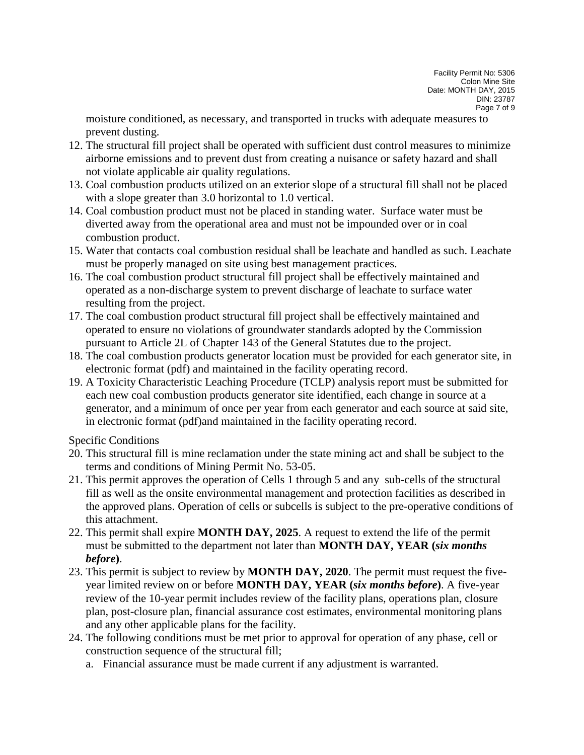moisture conditioned, as necessary, and transported in trucks with adequate measures to prevent dusting.

12. The structural fill project shall be operated with sufficient dust control measures to minimize airborne emissions and to prevent dust from creating a nuisance or safety hazard and shall not violate applicable air quality regulations.
13. Coal combustion products utilized on an exterior slope of a structural fill shall not be placed with a slope greater than 3.0 horizontal to 1.0 vertical.
14. Coal combustion product must not be placed in standing water. Surface water must be diverted away from the operational area and must not be impounded over or in coal combustion product.
15. Water that contacts coal combustion residual shall be leachate and handled as such. Leachate must be properly managed on site using best management practices.
16. The coal combustion product structural fill project shall be effectively maintained and operated as a non-discharge system to prevent discharge of leachate to surface water resulting from the project.
17. The coal combustion product structural fill project shall be effectively maintained and operated to ensure no violations of groundwater standards adopted by the Commission pursuant to Article 2L of Chapter 143 of the General Statutes due to the project.
18. The coal combustion products generator location must be provided for each generator site, in electronic format (pdf) and maintained in the facility operating record.
19. A Toxicity Characteristic Leaching Procedure (TCLP) analysis report must be submitted for each new coal combustion products generator site identified, each change in source at a generator, and a minimum of once per year from each generator and each source at said site, in electronic format (pdf)and maintained in the facility operating record.

Specific Conditions

20. This structural fill is mine reclamation under the state mining act and shall be subject to the terms and conditions of Mining Permit No. 53-05.
21. This permit approves the operation of Cells 1 through 5 and any sub-cells of the structural fill as well as the onsite environmental management and protection facilities as described in the approved plans. Operation of cells or subcells is subject to the pre-operative conditions of this attachment.
22. This permit shall expire **MONTH DAY, 2025**. A request to extend the life of the permit must be submitted to the department not later than **MONTH DAY, YEAR (*six months before*)**.
23. This permit is subject to review by **MONTH DAY, 2020**. The permit must request the five-year limited review on or before **MONTH DAY, YEAR (*six months before*)**. A five-year review of the 10-year permit includes review of the facility plans, operations plan, closure plan, post-closure plan, financial assurance cost estimates, environmental monitoring plans and any other applicable plans for the facility.
24. The following conditions must be met prior to approval for operation of any phase, cell or construction sequence of the structural fill;
    a. Financial assurance must be made current if any adjustment is warranted.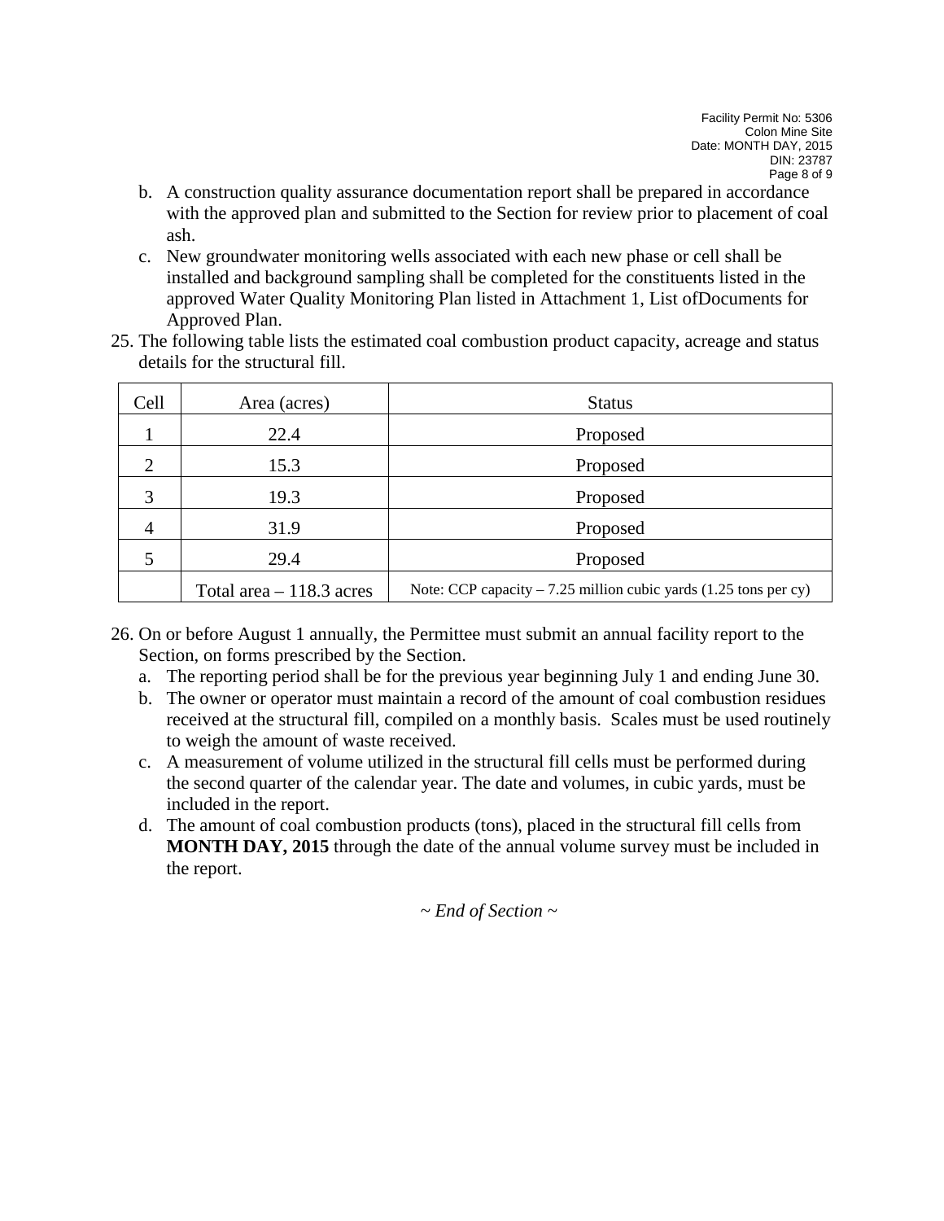b. A construction quality assurance documentation report shall be prepared in accordance with the approved plan and submitted to the Section for review prior to placement of coal ash.
   c. New groundwater monitoring wells associated with each new phase or cell shall be installed and background sampling shall be completed for the constituents listed in the approved Water Quality Monitoring Plan listed in Attachment 1, List ofDocuments for Approved Plan.

25. The following table lists the estimated coal combustion product capacity, acreage and status details for the structural fill.

| Cell | Area (acres) | Status |
|---|---|---|
| 1 | 22.4 | Proposed |
| 2 | 15.3 | Proposed |
| 3 | 19.3 | Proposed |
| 4 | 31.9 | Proposed |
| 5 | 29.4 | Proposed |
| | Total area – 118.3 acres | Note: CCP capacity – 7.25 million cubic yards (1.25 tons per cy) |

26. On or before August 1 annually, the Permittee must submit an annual facility report to the Section, on forms prescribed by the Section.
   a. The reporting period shall be for the previous year beginning July 1 and ending June 30.
   b. The owner or operator must maintain a record of the amount of coal combustion residues received at the structural fill, compiled on a monthly basis. Scales must be used routinely to weigh the amount of waste received.
   c. A measurement of volume utilized in the structural fill cells must be performed during the second quarter of the calendar year. The date and volumes, in cubic yards, must be included in the report.
   d. The amount of coal combustion products (tons), placed in the structural fill cells from **MONTH DAY, 2015** through the date of the annual volume survey must be included in the report.

*~ End of Section ~*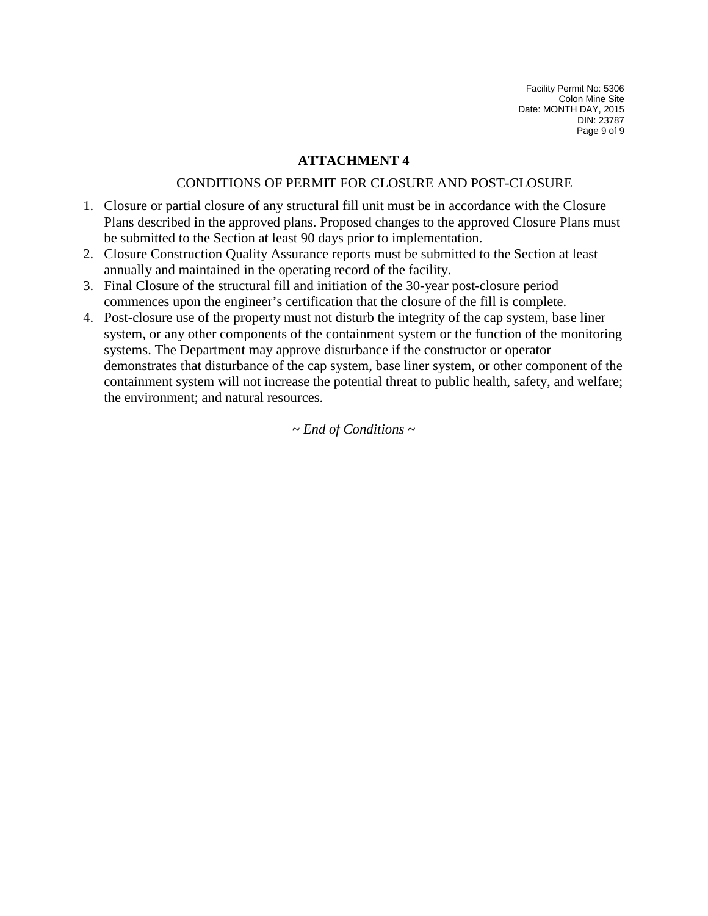## ATTACHMENT 4

### CONDITIONS OF PERMIT FOR CLOSURE AND POST-CLOSURE

1. Closure or partial closure of any structural fill unit must be in accordance with the Closure Plans described in the approved plans. Proposed changes to the approved Closure Plans must be submitted to the Section at least 90 days prior to implementation.
2. Closure Construction Quality Assurance reports must be submitted to the Section at least annually and maintained in the operating record of the facility.
3. Final Closure of the structural fill and initiation of the 30-year post-closure period commences upon the engineer's certification that the closure of the fill is complete.
4. Post-closure use of the property must not disturb the integrity of the cap system, base liner system, or any other components of the containment system or the function of the monitoring systems. The Department may approve disturbance if the constructor or operator demonstrates that disturbance of the cap system, base liner system, or other component of the containment system will not increase the potential threat to public health, safety, and welfare; the environment; and natural resources.

*~ End of Conditions ~*